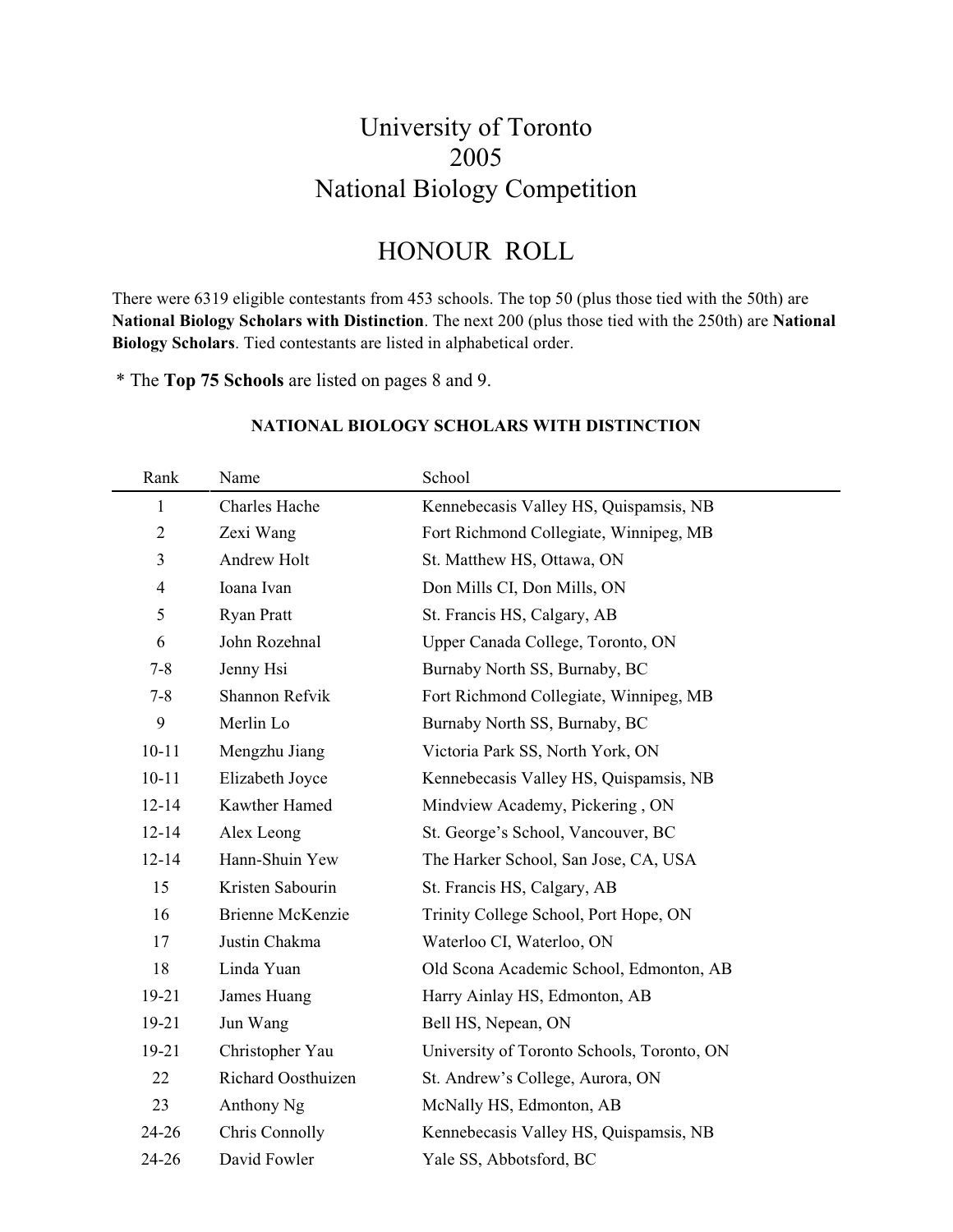# University of Toronto
# 2005
# National Biology Competition

## HONOUR ROLL

There were 6319 eligible contestants from 453 schools. The top 50 (plus those tied with the 50th) are **National Biology Scholars with Distinction**. The next 200 (plus those tied with the 250th) are **National Biology Scholars**. Tied contestants are listed in alphabetical order.

* The **Top 75 Schools** are listed on pages 8 and 9.

### NATIONAL BIOLOGY SCHOLARS WITH DISTINCTION

| Rank | Name | School |
|---|---|---|
| 1 | Charles Hache | Kennebecasis Valley HS, Quispamsis, NB |
| 2 | Zexi Wang | Fort Richmond Collegiate, Winnipeg, MB |
| 3 | Andrew Holt | St. Matthew HS, Ottawa, ON |
| 4 | Ioana Ivan | Don Mills CI, Don Mills, ON |
| 5 | Ryan Pratt | St. Francis HS, Calgary, AB |
| 6 | John Rozehnal | Upper Canada College, Toronto, ON |
| 7-8 | Jenny Hsi | Burnaby North SS, Burnaby, BC |
| 7-8 | Shannon Refvik | Fort Richmond Collegiate, Winnipeg, MB |
| 9 | Merlin Lo | Burnaby North SS, Burnaby, BC |
| 10-11 | Mengzhu Jiang | Victoria Park SS, North York, ON |
| 10-11 | Elizabeth Joyce | Kennebecasis Valley HS, Quispamsis, NB |
| 12-14 | Kawther Hamed | Mindview Academy, Pickering , ON |
| 12-14 | Alex Leong | St. George's School, Vancouver, BC |
| 12-14 | Hann-Shuin Yew | The Harker School, San Jose, CA, USA |
| 15 | Kristen Sabourin | St. Francis HS, Calgary, AB |
| 16 | Brienne McKenzie | Trinity College School, Port Hope, ON |
| 17 | Justin Chakma | Waterloo CI, Waterloo, ON |
| 18 | Linda Yuan | Old Scona Academic School, Edmonton, AB |
| 19-21 | James Huang | Harry Ainlay HS, Edmonton, AB |
| 19-21 | Jun Wang | Bell HS, Nepean, ON |
| 19-21 | Christopher Yau | University of Toronto Schools, Toronto, ON |
| 22 | Richard Oosthuizen | St. Andrew's College, Aurora, ON |
| 23 | Anthony Ng | McNally HS, Edmonton, AB |
| 24-26 | Chris Connolly | Kennebecasis Valley HS, Quispamsis, NB |
| 24-26 | David Fowler | Yale SS, Abbotsford, BC |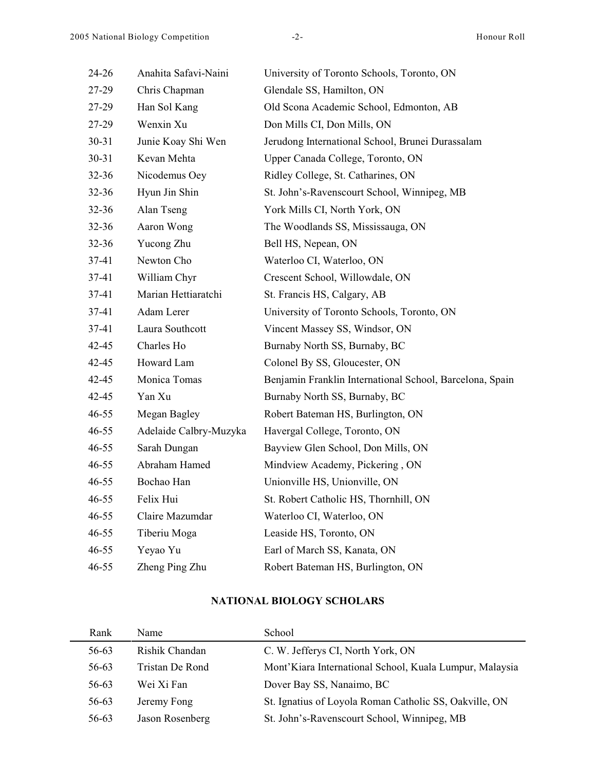| | | |
|---|---|---|
| 24-26 | Anahita Safavi-Naini | University of Toronto Schools, Toronto, ON |
| 27-29 | Chris Chapman | Glendale SS, Hamilton, ON |
| 27-29 | Han Sol Kang | Old Scona Academic School, Edmonton, AB |
| 27-29 | Wenxin Xu | Don Mills CI, Don Mills, ON |
| 30-31 | Junie Koay Shi Wen | Jerudong International School, Brunei Durassalam |
| 30-31 | Kevan Mehta | Upper Canada College, Toronto, ON |
| 32-36 | Nicodemus Oey | Ridley College, St. Catharines, ON |
| 32-36 | Hyun Jin Shin | St. John's-Ravenscourt School, Winnipeg, MB |
| 32-36 | Alan Tseng | York Mills CI, North York, ON |
| 32-36 | Aaron Wong | The Woodlands SS, Mississauga, ON |
| 32-36 | Yucong Zhu | Bell HS, Nepean, ON |
| 37-41 | Newton Cho | Waterloo CI, Waterloo, ON |
| 37-41 | William Chyr | Crescent School, Willowdale, ON |
| 37-41 | Marian Hettiaratchi | St. Francis HS, Calgary, AB |
| 37-41 | Adam Lerer | University of Toronto Schools, Toronto, ON |
| 37-41 | Laura Southcott | Vincent Massey SS, Windsor, ON |
| 42-45 | Charles Ho | Burnaby North SS, Burnaby, BC |
| 42-45 | Howard Lam | Colonel By SS, Gloucester, ON |
| 42-45 | Monica Tomas | Benjamin Franklin International School, Barcelona, Spain |
| 42-45 | Yan Xu | Burnaby North SS, Burnaby, BC |
| 46-55 | Megan Bagley | Robert Bateman HS, Burlington, ON |
| 46-55 | Adelaide Calbry-Muzyka | Havergal College, Toronto, ON |
| 46-55 | Sarah Dungan | Bayview Glen School, Don Mills, ON |
| 46-55 | Abraham Hamed | Mindview Academy, Pickering , ON |
| 46-55 | Bochao Han | Unionville HS, Unionville, ON |
| 46-55 | Felix Hui | St. Robert Catholic HS, Thornhill, ON |
| 46-55 | Claire Mazumdar | Waterloo CI, Waterloo, ON |
| 46-55 | Tiberiu Moga | Leaside HS, Toronto, ON |
| 46-55 | Yeyao Yu | Earl of March SS, Kanata, ON |
| 46-55 | Zheng Ping Zhu | Robert Bateman HS, Burlington, ON |

## NATIONAL BIOLOGY SCHOLARS

| Rank | Name | School |
|---|---|---|
| 56-63 | Rishik Chandan | C. W. Jefferys CI, North York, ON |
| 56-63 | Tristan De Rond | Mont'Kiara International School, Kuala Lumpur, Malaysia |
| 56-63 | Wei Xi Fan | Dover Bay SS, Nanaimo, BC |
| 56-63 | Jeremy Fong | St. Ignatius of Loyola Roman Catholic SS, Oakville, ON |
| 56-63 | Jason Rosenberg | St. John's-Ravenscourt School, Winnipeg, MB |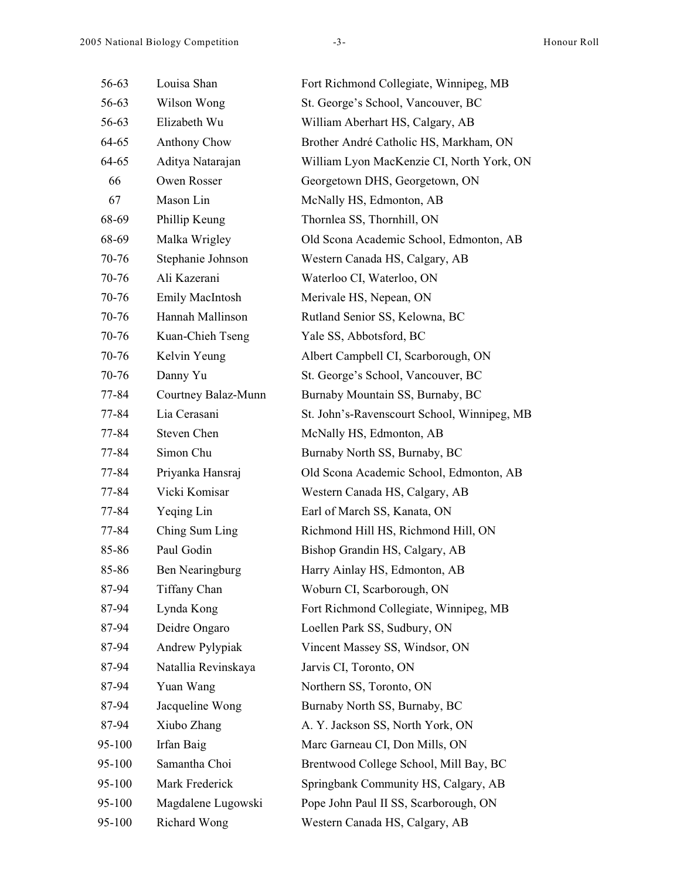| | | |
|---|---|---|
| 56-63 | Louisa Shan | Fort Richmond Collegiate, Winnipeg, MB |
| 56-63 | Wilson Wong | St. George's School, Vancouver, BC |
| 56-63 | Elizabeth Wu | William Aberhart HS, Calgary, AB |
| 64-65 | Anthony Chow | Brother André Catholic HS, Markham, ON |
| 64-65 | Aditya Natarajan | William Lyon MacKenzie CI, North York, ON |
| 66 | Owen Rosser | Georgetown DHS, Georgetown, ON |
| 67 | Mason Lin | McNally HS, Edmonton, AB |
| 68-69 | Phillip Keung | Thornlea SS, Thornhill, ON |
| 68-69 | Malka Wrigley | Old Scona Academic School, Edmonton, AB |
| 70-76 | Stephanie Johnson | Western Canada HS, Calgary, AB |
| 70-76 | Ali Kazerani | Waterloo CI, Waterloo, ON |
| 70-76 | Emily MacIntosh | Merivale HS, Nepean, ON |
| 70-76 | Hannah Mallinson | Rutland Senior SS, Kelowna, BC |
| 70-76 | Kuan-Chieh Tseng | Yale SS, Abbotsford, BC |
| 70-76 | Kelvin Yeung | Albert Campbell CI, Scarborough, ON |
| 70-76 | Danny Yu | St. George's School, Vancouver, BC |
| 77-84 | Courtney Balaz-Munn | Burnaby Mountain SS, Burnaby, BC |
| 77-84 | Lia Cerasani | St. John's-Ravenscourt School, Winnipeg, MB |
| 77-84 | Steven Chen | McNally HS, Edmonton, AB |
| 77-84 | Simon Chu | Burnaby North SS, Burnaby, BC |
| 77-84 | Priyanka Hansraj | Old Scona Academic School, Edmonton, AB |
| 77-84 | Vicki Komisar | Western Canada HS, Calgary, AB |
| 77-84 | Yeqing Lin | Earl of March SS, Kanata, ON |
| 77-84 | Ching Sum Ling | Richmond Hill HS, Richmond Hill, ON |
| 85-86 | Paul Godin | Bishop Grandin HS, Calgary, AB |
| 85-86 | Ben Nearingburg | Harry Ainlay HS, Edmonton, AB |
| 87-94 | Tiffany Chan | Woburn CI, Scarborough, ON |
| 87-94 | Lynda Kong | Fort Richmond Collegiate, Winnipeg, MB |
| 87-94 | Deidre Ongaro | Loellen Park SS, Sudbury, ON |
| 87-94 | Andrew Pylypiak | Vincent Massey SS, Windsor, ON |
| 87-94 | Natallia Revinskaya | Jarvis CI, Toronto, ON |
| 87-94 | Yuan Wang | Northern SS, Toronto, ON |
| 87-94 | Jacqueline Wong | Burnaby North SS, Burnaby, BC |
| 87-94 | Xiubo Zhang | A. Y. Jackson SS, North York, ON |
| 95-100 | Irfan Baig | Marc Garneau CI, Don Mills, ON |
| 95-100 | Samantha Choi | Brentwood College School, Mill Bay, BC |
| 95-100 | Mark Frederick | Springbank Community HS, Calgary, AB |
| 95-100 | Magdalene Lugowski | Pope John Paul II SS, Scarborough, ON |
| 95-100 | Richard Wong | Western Canada HS, Calgary, AB |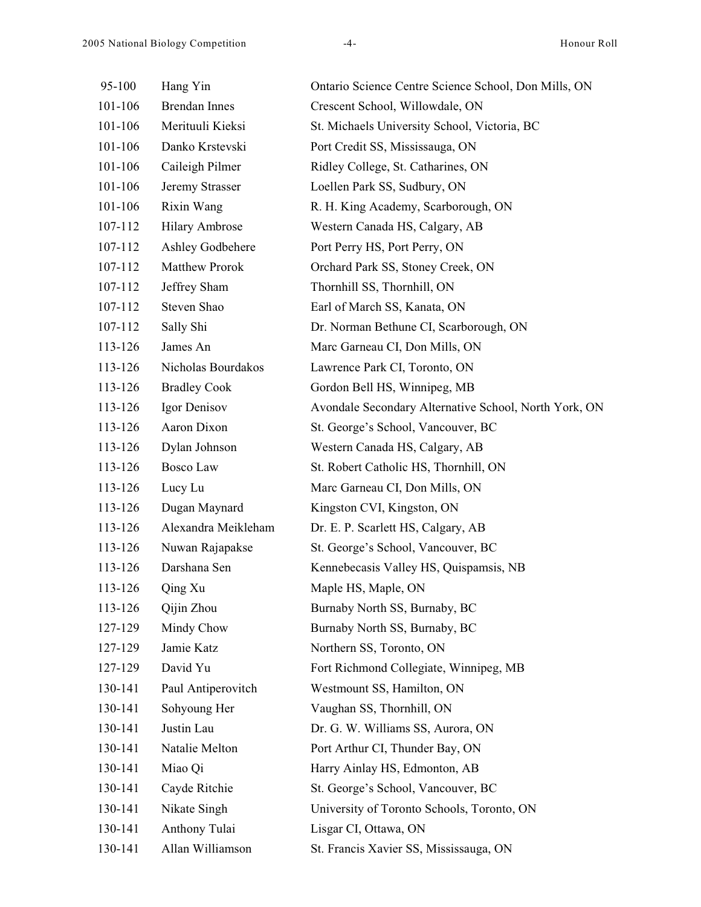| | | |
|---|---|---|
| 95-100 | Hang Yin | Ontario Science Centre Science School, Don Mills, ON |
| 101-106 | Brendan Innes | Crescent School, Willowdale, ON |
| 101-106 | Merituuli Kieksi | St. Michaels University School, Victoria, BC |
| 101-106 | Danko Krstevski | Port Credit SS, Mississauga, ON |
| 101-106 | Caileigh Pilmer | Ridley College, St. Catharines, ON |
| 101-106 | Jeremy Strasser | Loellen Park SS, Sudbury, ON |
| 101-106 | Rixin Wang | R. H. King Academy, Scarborough, ON |
| 107-112 | Hilary Ambrose | Western Canada HS, Calgary, AB |
| 107-112 | Ashley Godbehere | Port Perry HS, Port Perry, ON |
| 107-112 | Matthew Prorok | Orchard Park SS, Stoney Creek, ON |
| 107-112 | Jeffrey Sham | Thornhill SS, Thornhill, ON |
| 107-112 | Steven Shao | Earl of March SS, Kanata, ON |
| 107-112 | Sally Shi | Dr. Norman Bethune CI, Scarborough, ON |
| 113-126 | James An | Marc Garneau CI, Don Mills, ON |
| 113-126 | Nicholas Bourdakos | Lawrence Park CI, Toronto, ON |
| 113-126 | Bradley Cook | Gordon Bell HS, Winnipeg, MB |
| 113-126 | Igor Denisov | Avondale Secondary Alternative School, North York, ON |
| 113-126 | Aaron Dixon | St. George's School, Vancouver, BC |
| 113-126 | Dylan Johnson | Western Canada HS, Calgary, AB |
| 113-126 | Bosco Law | St. Robert Catholic HS, Thornhill, ON |
| 113-126 | Lucy Lu | Marc Garneau CI, Don Mills, ON |
| 113-126 | Dugan Maynard | Kingston CVI, Kingston, ON |
| 113-126 | Alexandra Meikleham | Dr. E. P. Scarlett HS, Calgary, AB |
| 113-126 | Nuwan Rajapakse | St. George's School, Vancouver, BC |
| 113-126 | Darshana Sen | Kennebecasis Valley HS, Quispamsis, NB |
| 113-126 | Qing Xu | Maple HS, Maple, ON |
| 113-126 | Qijin Zhou | Burnaby North SS, Burnaby, BC |
| 127-129 | Mindy Chow | Burnaby North SS, Burnaby, BC |
| 127-129 | Jamie Katz | Northern SS, Toronto, ON |
| 127-129 | David Yu | Fort Richmond Collegiate, Winnipeg, MB |
| 130-141 | Paul Antiperovitch | Westmount SS, Hamilton, ON |
| 130-141 | Sohyoung Her | Vaughan SS, Thornhill, ON |
| 130-141 | Justin Lau | Dr. G. W. Williams SS, Aurora, ON |
| 130-141 | Natalie Melton | Port Arthur CI, Thunder Bay, ON |
| 130-141 | Miao Qi | Harry Ainlay HS, Edmonton, AB |
| 130-141 | Cayde Ritchie | St. George's School, Vancouver, BC |
| 130-141 | Nikate Singh | University of Toronto Schools, Toronto, ON |
| 130-141 | Anthony Tulai | Lisgar CI, Ottawa, ON |
| 130-141 | Allan Williamson | St. Francis Xavier SS, Mississauga, ON |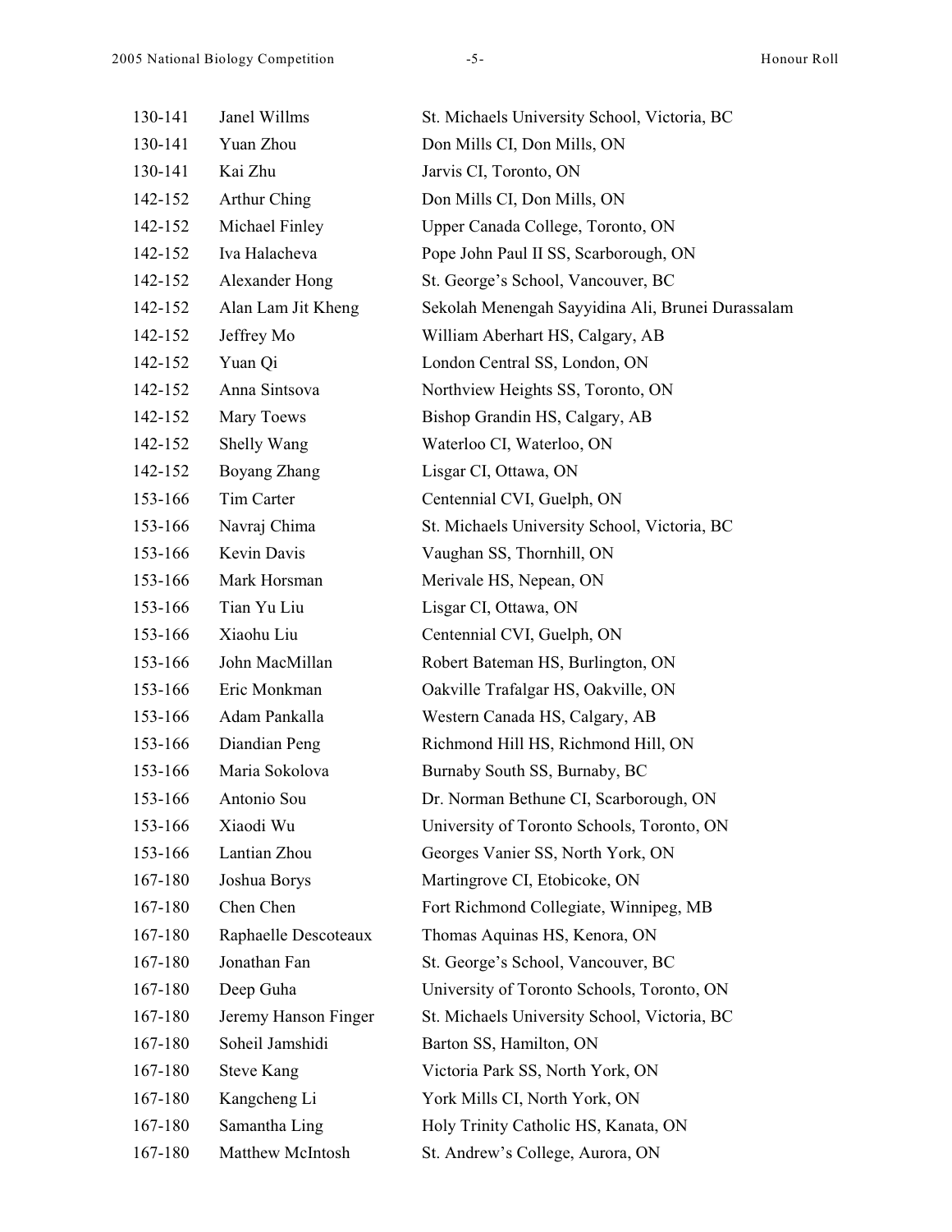| | | |
|---|---|---|
| 130-141 | Janel Willms | St. Michaels University School, Victoria, BC |
| 130-141 | Yuan Zhou | Don Mills CI, Don Mills, ON |
| 130-141 | Kai Zhu | Jarvis CI, Toronto, ON |
| 142-152 | Arthur Ching | Don Mills CI, Don Mills, ON |
| 142-152 | Michael Finley | Upper Canada College, Toronto, ON |
| 142-152 | Iva Halacheva | Pope John Paul II SS, Scarborough, ON |
| 142-152 | Alexander Hong | St. George's School, Vancouver, BC |
| 142-152 | Alan Lam Jit Kheng | Sekolah Menengah Sayyidina Ali, Brunei Durassalam |
| 142-152 | Jeffrey Mo | William Aberhart HS, Calgary, AB |
| 142-152 | Yuan Qi | London Central SS, London, ON |
| 142-152 | Anna Sintsova | Northview Heights SS, Toronto, ON |
| 142-152 | Mary Toews | Bishop Grandin HS, Calgary, AB |
| 142-152 | Shelly Wang | Waterloo CI, Waterloo, ON |
| 142-152 | Boyang Zhang | Lisgar CI, Ottawa, ON |
| 153-166 | Tim Carter | Centennial CVI, Guelph, ON |
| 153-166 | Navraj Chima | St. Michaels University School, Victoria, BC |
| 153-166 | Kevin Davis | Vaughan SS, Thornhill, ON |
| 153-166 | Mark Horsman | Merivale HS, Nepean, ON |
| 153-166 | Tian Yu Liu | Lisgar CI, Ottawa, ON |
| 153-166 | Xiaohu Liu | Centennial CVI, Guelph, ON |
| 153-166 | John MacMillan | Robert Bateman HS, Burlington, ON |
| 153-166 | Eric Monkman | Oakville Trafalgar HS, Oakville, ON |
| 153-166 | Adam Pankalla | Western Canada HS, Calgary, AB |
| 153-166 | Diandian Peng | Richmond Hill HS, Richmond Hill, ON |
| 153-166 | Maria Sokolova | Burnaby South SS, Burnaby, BC |
| 153-166 | Antonio Sou | Dr. Norman Bethune CI, Scarborough, ON |
| 153-166 | Xiaodi Wu | University of Toronto Schools, Toronto, ON |
| 153-166 | Lantian Zhou | Georges Vanier SS, North York, ON |
| 167-180 | Joshua Borys | Martingrove CI, Etobicoke, ON |
| 167-180 | Chen Chen | Fort Richmond Collegiate, Winnipeg, MB |
| 167-180 | Raphaelle Descoteaux | Thomas Aquinas HS, Kenora, ON |
| 167-180 | Jonathan Fan | St. George's School, Vancouver, BC |
| 167-180 | Deep Guha | University of Toronto Schools, Toronto, ON |
| 167-180 | Jeremy Hanson Finger | St. Michaels University School, Victoria, BC |
| 167-180 | Soheil Jamshidi | Barton SS, Hamilton, ON |
| 167-180 | Steve Kang | Victoria Park SS, North York, ON |
| 167-180 | Kangcheng Li | York Mills CI, North York, ON |
| 167-180 | Samantha Ling | Holy Trinity Catholic HS, Kanata, ON |
| 167-180 | Matthew McIntosh | St. Andrew's College, Aurora, ON |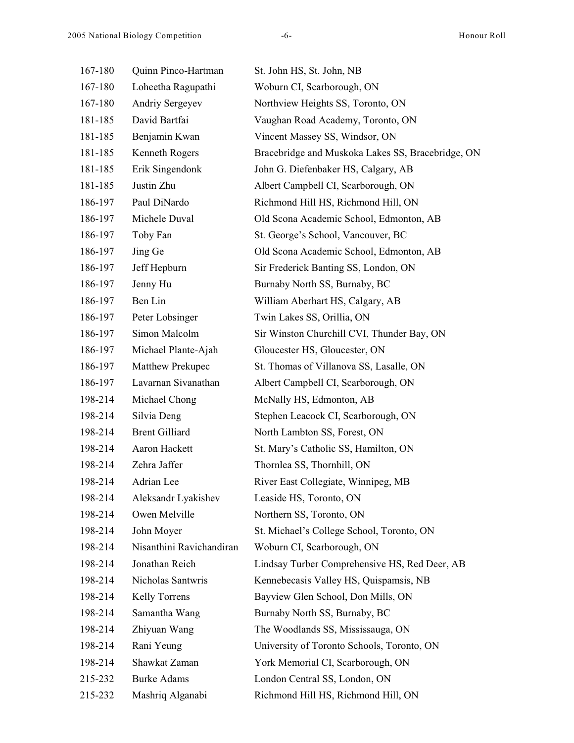| | | |
|---|---|---|
| 167-180 | Quinn Pinco-Hartman | St. John HS, St. John, NB |
| 167-180 | Loheetha Ragupathi | Woburn CI, Scarborough, ON |
| 167-180 | Andriy Sergeyev | Northview Heights SS, Toronto, ON |
| 181-185 | David Bartfai | Vaughan Road Academy, Toronto, ON |
| 181-185 | Benjamin Kwan | Vincent Massey SS, Windsor, ON |
| 181-185 | Kenneth Rogers | Bracebridge and Muskoka Lakes SS, Bracebridge, ON |
| 181-185 | Erik Singendonk | John G. Diefenbaker HS, Calgary, AB |
| 181-185 | Justin Zhu | Albert Campbell CI, Scarborough, ON |
| 186-197 | Paul DiNardo | Richmond Hill HS, Richmond Hill, ON |
| 186-197 | Michele Duval | Old Scona Academic School, Edmonton, AB |
| 186-197 | Toby Fan | St. George's School, Vancouver, BC |
| 186-197 | Jing Ge | Old Scona Academic School, Edmonton, AB |
| 186-197 | Jeff Hepburn | Sir Frederick Banting SS, London, ON |
| 186-197 | Jenny Hu | Burnaby North SS, Burnaby, BC |
| 186-197 | Ben Lin | William Aberhart HS, Calgary, AB |
| 186-197 | Peter Lobsinger | Twin Lakes SS, Orillia, ON |
| 186-197 | Simon Malcolm | Sir Winston Churchill CVI, Thunder Bay, ON |
| 186-197 | Michael Plante-Ajah | Gloucester HS, Gloucester, ON |
| 186-197 | Matthew Prekupec | St. Thomas of Villanova SS, Lasalle, ON |
| 186-197 | Lavarnan Sivanathan | Albert Campbell CI, Scarborough, ON |
| 198-214 | Michael Chong | McNally HS, Edmonton, AB |
| 198-214 | Silvia Deng | Stephen Leacock CI, Scarborough, ON |
| 198-214 | Brent Gilliard | North Lambton SS, Forest, ON |
| 198-214 | Aaron Hackett | St. Mary's Catholic SS, Hamilton, ON |
| 198-214 | Zehra Jaffer | Thornlea SS, Thornhill, ON |
| 198-214 | Adrian Lee | River East Collegiate, Winnipeg, MB |
| 198-214 | Aleksandr Lyakishev | Leaside HS, Toronto, ON |
| 198-214 | Owen Melville | Northern SS, Toronto, ON |
| 198-214 | John Moyer | St. Michael's College School, Toronto, ON |
| 198-214 | Nisanthini Ravichandiran | Woburn CI, Scarborough, ON |
| 198-214 | Jonathan Reich | Lindsay Turber Comprehensive HS, Red Deer, AB |
| 198-214 | Nicholas Santwris | Kennebecasis Valley HS, Quispamsis, NB |
| 198-214 | Kelly Torrens | Bayview Glen School, Don Mills, ON |
| 198-214 | Samantha Wang | Burnaby North SS, Burnaby, BC |
| 198-214 | Zhiyuan Wang | The Woodlands SS, Mississauga, ON |
| 198-214 | Rani Yeung | University of Toronto Schools, Toronto, ON |
| 198-214 | Shawkat Zaman | York Memorial CI, Scarborough, ON |
| 215-232 | Burke Adams | London Central SS, London, ON |
| 215-232 | Mashriq Alganabi | Richmond Hill HS, Richmond Hill, ON |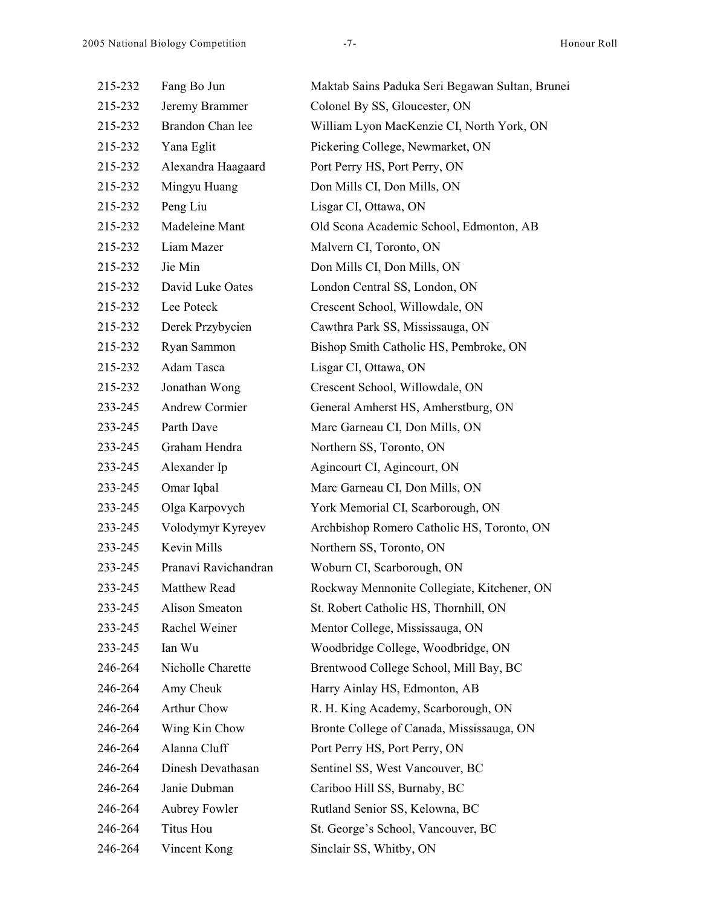| | | |
|---|---|---|
| 215-232 | Fang Bo Jun | Maktab Sains Paduka Seri Begawan Sultan, Brunei |
| 215-232 | Jeremy Brammer | Colonel By SS, Gloucester, ON |
| 215-232 | Brandon Chan lee | William Lyon MacKenzie CI, North York, ON |
| 215-232 | Yana Eglit | Pickering College, Newmarket, ON |
| 215-232 | Alexandra Haagaard | Port Perry HS, Port Perry, ON |
| 215-232 | Mingyu Huang | Don Mills CI, Don Mills, ON |
| 215-232 | Peng Liu | Lisgar CI, Ottawa, ON |
| 215-232 | Madeleine Mant | Old Scona Academic School, Edmonton, AB |
| 215-232 | Liam Mazer | Malvern CI, Toronto, ON |
| 215-232 | Jie Min | Don Mills CI, Don Mills, ON |
| 215-232 | David Luke Oates | London Central SS, London, ON |
| 215-232 | Lee Poteck | Crescent School, Willowdale, ON |
| 215-232 | Derek Przybycien | Cawthra Park SS, Mississauga, ON |
| 215-232 | Ryan Sammon | Bishop Smith Catholic HS, Pembroke, ON |
| 215-232 | Adam Tasca | Lisgar CI, Ottawa, ON |
| 215-232 | Jonathan Wong | Crescent School, Willowdale, ON |
| 233-245 | Andrew Cormier | General Amherst HS, Amherstburg, ON |
| 233-245 | Parth Dave | Marc Garneau CI, Don Mills, ON |
| 233-245 | Graham Hendra | Northern SS, Toronto, ON |
| 233-245 | Alexander Ip | Agincourt CI, Agincourt, ON |
| 233-245 | Omar Iqbal | Marc Garneau CI, Don Mills, ON |
| 233-245 | Olga Karpovych | York Memorial CI, Scarborough, ON |
| 233-245 | Volodymyr Kyreyev | Archbishop Romero Catholic HS, Toronto, ON |
| 233-245 | Kevin Mills | Northern SS, Toronto, ON |
| 233-245 | Pranavi Ravichandran | Woburn CI, Scarborough, ON |
| 233-245 | Matthew Read | Rockway Mennonite Collegiate, Kitchener, ON |
| 233-245 | Alison Smeaton | St. Robert Catholic HS, Thornhill, ON |
| 233-245 | Rachel Weiner | Mentor College, Mississauga, ON |
| 233-245 | Ian Wu | Woodbridge College, Woodbridge, ON |
| 246-264 | Nicholle Charette | Brentwood College School, Mill Bay, BC |
| 246-264 | Amy Cheuk | Harry Ainlay HS, Edmonton, AB |
| 246-264 | Arthur Chow | R. H. King Academy, Scarborough, ON |
| 246-264 | Wing Kin Chow | Bronte College of Canada, Mississauga, ON |
| 246-264 | Alanna Cluff | Port Perry HS, Port Perry, ON |
| 246-264 | Dinesh Devathasan | Sentinel SS, West Vancouver, BC |
| 246-264 | Janie Dubman | Cariboo Hill SS, Burnaby, BC |
| 246-264 | Aubrey Fowler | Rutland Senior SS, Kelowna, BC |
| 246-264 | Titus Hou | St. George's School, Vancouver, BC |
| 246-264 | Vincent Kong | Sinclair SS, Whitby, ON |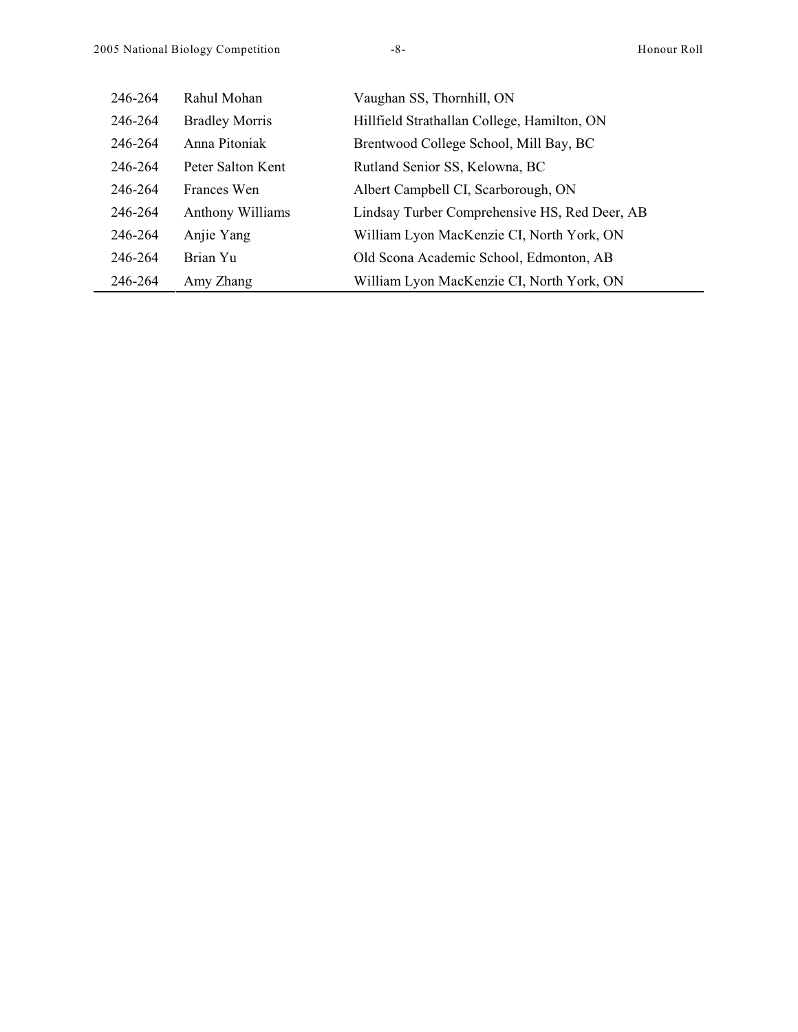| | | |
|---|---|---|
| 246-264 | Rahul Mohan | Vaughan SS, Thornhill, ON |
| 246-264 | Bradley Morris | Hillfield Strathallan College, Hamilton, ON |
| 246-264 | Anna Pitoniak | Brentwood College School, Mill Bay, BC |
| 246-264 | Peter Salton Kent | Rutland Senior SS, Kelowna, BC |
| 246-264 | Frances Wen | Albert Campbell CI, Scarborough, ON |
| 246-264 | Anthony Williams | Lindsay Turber Comprehensive HS, Red Deer, AB |
| 246-264 | Anjie Yang | William Lyon MacKenzie CI, North York, ON |
| 246-264 | Brian Yu | Old Scona Academic School, Edmonton, AB |
| 246-264 | Amy Zhang | William Lyon MacKenzie CI, North York, ON |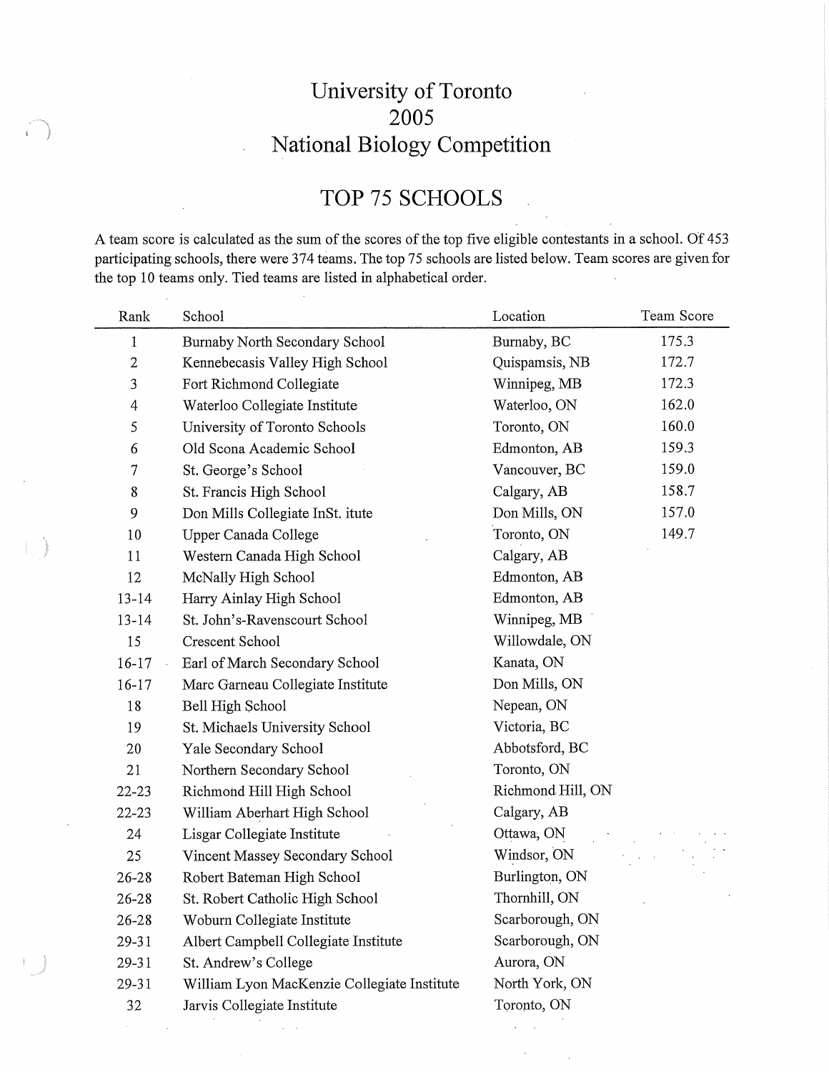# University of Toronto
# 2005
# National Biology Competition

## TOP 75 SCHOOLS

A team score is calculated as the sum of the scores of the top five eligible contestants in a school. Of 453 participating schools, there were 374 teams. The top 75 schools are listed below. Team scores are given for the top 10 teams only. Tied teams are listed in alphabetical order.

| Rank | School | Location | Team Score |
|---|---|---|---|
| 1 | Burnaby North Secondary School | Burnaby, BC | 175.3 |
| 2 | Kennebecasis Valley High School | Quispamsis, NB | 172.7 |
| 3 | Fort Richmond Collegiate | Winnipeg, MB | 172.3 |
| 4 | Waterloo Collegiate Institute | Waterloo, ON | 162.0 |
| 5 | University of Toronto Schools | Toronto, ON | 160.0 |
| 6 | Old Scona Academic School | Edmonton, AB | 159.3 |
| 7 | St. George's School | Vancouver, BC | 159.0 |
| 8 | St. Francis High School | Calgary, AB | 158.7 |
| 9 | Don Mills Collegiate InSt. itute | Don Mills, ON | 157.0 |
| 10 | Upper Canada College | Toronto, ON | 149.7 |
| 11 | Western Canada High School | Calgary, AB | |
| 12 | McNally High School | Edmonton, AB | |
| 13-14 | Harry Ainlay High School | Edmonton, AB | |
| 13-14 | St. John's-Ravenscourt School | Winnipeg, MB | |
| 15 | Crescent School | Willowdale, ON | |
| 16-17 | Earl of March Secondary School | Kanata, ON | |
| 16-17 | Marc Garneau Collegiate Institute | Don Mills, ON | |
| 18 | Bell High School | Nepean, ON | |
| 19 | St. Michaels University School | Victoria, BC | |
| 20 | Yale Secondary School | Abbotsford, BC | |
| 21 | Northern Secondary School | Toronto, ON | |
| 22-23 | Richmond Hill High School | Richmond Hill, ON | |
| 22-23 | William Aberhart High School | Calgary, AB | |
| 24 | Lisgar Collegiate Institute | Ottawa, ON | |
| 25 | Vincent Massey Secondary School | Windsor, ON | |
| 26-28 | Robert Bateman High School | Burlington, ON | |
| 26-28 | St. Robert Catholic High School | Thornhill, ON | |
| 26-28 | Woburn Collegiate Institute | Scarborough, ON | |
| 29-31 | Albert Campbell Collegiate Institute | Scarborough, ON | |
| 29-31 | St. Andrew's College | Aurora, ON | |
| 29-31 | William Lyon MacKenzie Collegiate Institute | North York, ON | |
| 32 | Jarvis Collegiate Institute | Toronto, ON | |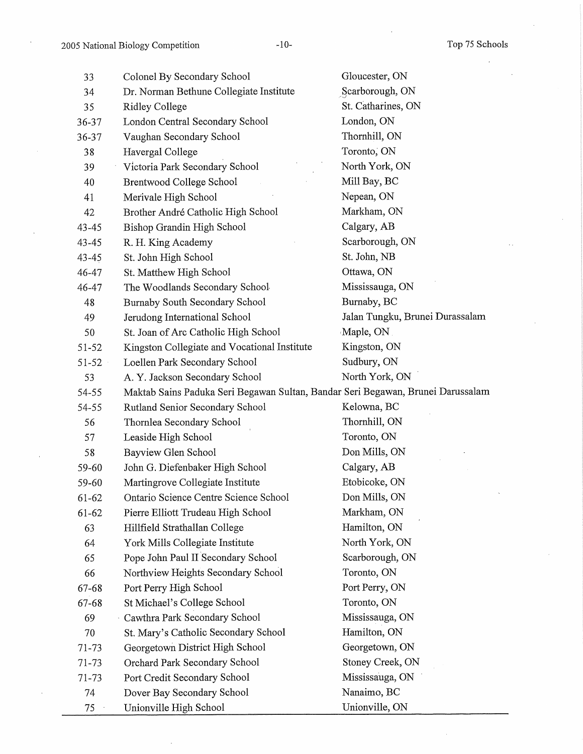| | | |
|---|---|---|
| 33 | Colonel By Secondary School | Gloucester, ON |
| 34 | Dr. Norman Bethune Collegiate Institute | Scarborough, ON |
| 35 | Ridley College | St. Catharines, ON |
| 36-37 | London Central Secondary School | London, ON |
| 36-37 | Vaughan Secondary School | Thornhill, ON |
| 38 | Havergal College | Toronto, ON |
| 39 | Victoria Park Secondary School | North York, ON |
| 40 | Brentwood College School | Mill Bay, BC |
| 41 | Merivale High School | Nepean, ON |
| 42 | Brother André Catholic High School | Markham, ON |
| 43-45 | Bishop Grandin High School | Calgary, AB |
| 43-45 | R. H. King Academy | Scarborough, ON |
| 43-45 | St. John High School | St. John, NB |
| 46-47 | St. Matthew High School | Ottawa, ON |
| 46-47 | The Woodlands Secondary School | Mississauga, ON |
| 48 | Burnaby South Secondary School | Burnaby, BC |
| 49 | Jerudong International School | Jalan Tungku, Brunei Durassalam |
| 50 | St. Joan of Arc Catholic High School | Maple, ON |
| 51-52 | Kingston Collegiate and Vocational Institute | Kingston, ON |
| 51-52 | Loellen Park Secondary School | Sudbury, ON |
| 53 | A. Y. Jackson Secondary School | North York, ON |
| 54-55 | Maktab Sains Paduka Seri Begawan Sultan, Bandar Seri Begawan, Brunei Darussalam | |
| 54-55 | Rutland Senior Secondary School | Kelowna, BC |
| 56 | Thornlea Secondary School | Thornhill, ON |
| 57 | Leaside High School | Toronto, ON |
| 58 | Bayview Glen School | Don Mills, ON |
| 59-60 | John G. Diefenbaker High School | Calgary, AB |
| 59-60 | Martingrove Collegiate Institute | Etobicoke, ON |
| 61-62 | Ontario Science Centre Science School | Don Mills, ON |
| 61-62 | Pierre Elliott Trudeau High School | Markham, ON |
| 63 | Hillfield Strathallan College | Hamilton, ON |
| 64 | York Mills Collegiate Institute | North York, ON |
| 65 | Pope John Paul II Secondary School | Scarborough, ON |
| 66 | Northview Heights Secondary School | Toronto, ON |
| 67-68 | Port Perry High School | Port Perry, ON |
| 67-68 | St Michael's College School | Toronto, ON |
| 69 | Cawthra Park Secondary School | Mississauga, ON |
| 70 | St. Mary's Catholic Secondary School | Hamilton, ON |
| 71-73 | Georgetown District High School | Georgetown, ON |
| 71-73 | Orchard Park Secondary School | Stoney Creek, ON |
| 71-73 | Port Credit Secondary School | Mississauga, ON |
| 74 | Dover Bay Secondary School | Nanaimo, BC |
| 75 | Unionville High School | Unionville, ON |